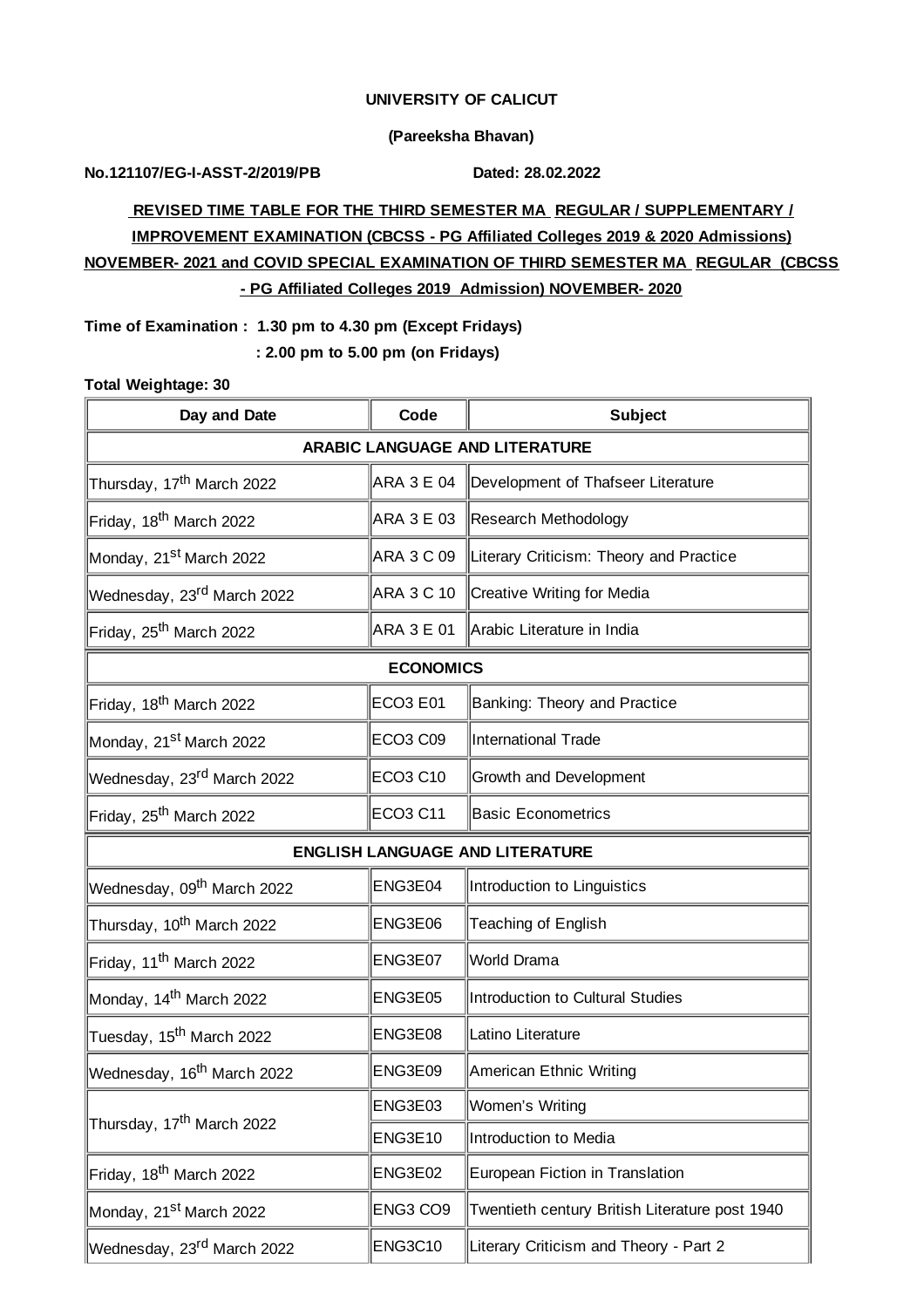**UNIVERSITY OF CALICUT**

**(Pareeksha Bhavan)**

**No.121107/EG-I-ASST-2/2019/PB** **Dated: 28.02.2022**

**REVISED TIME TABLE FOR THE THIRD SEMESTER MA REGULAR / SUPPLEMENTARY / IMPROVEMENT EXAMINATION (CBCSS - PG Affiliated Colleges 2019 & 2020 Admissions) NOVEMBER- 2021 and COVID SPECIAL EXAMINATION OF THIRD SEMESTER MA REGULAR (CBCSS - PG Affiliated Colleges 2019 Admission) NOVEMBER- 2020**

**Time of Examination : 1.30 pm to 4.30 pm (Except Fridays)**

**: 2.00 pm to 5.00 pm (on Fridays)**

**Total Weightage: 30**

| Day and Date | Code | Subject |
|---|---|---|
| **ARABIC LANGUAGE AND LITERATURE** | | |
| Thursday, 17th March 2022 | ARA 3 E 04 | Development of Thafseer Literature |
| Friday, 18th March 2022 | ARA 3 E 03 | Research Methodology |
| Monday, 21st March 2022 | ARA 3 C 09 | Literary Criticism: Theory and Practice |
| Wednesday, 23rd March 2022 | ARA 3 C 10 | Creative Writing for Media |
| Friday, 25th March 2022 | ARA 3 E 01 | Arabic Literature in India |
| **ECONOMICS** | | |
| Friday, 18th March 2022 | ECO3 E01 | Banking: Theory and Practice |
| Monday, 21st March 2022 | ECO3 C09 | International Trade |
| Wednesday, 23rd March 2022 | ECO3 C10 | Growth and Development |
| Friday, 25th March 2022 | ECO3 C11 | Basic Econometrics |
| **ENGLISH LANGUAGE AND LITERATURE** | | |
| Wednesday, 09th March 2022 | ENG3E04 | Introduction to Linguistics |
| Thursday, 10th March 2022 | ENG3E06 | Teaching of English |
| Friday, 11th March 2022 | ENG3E07 | World Drama |
| Monday, 14th March 2022 | ENG3E05 | Introduction to Cultural Studies |
| Tuesday, 15th March 2022 | ENG3E08 | Latino Literature |
| Wednesday, 16th March 2022 | ENG3E09 | American Ethnic Writing |
| Thursday, 17th March 2022 | ENG3E03 | Women's Writing |
| | ENG3E10 | Introduction to Media |
| Friday, 18th March 2022 | ENG3E02 | European Fiction in Translation |
| Monday, 21st March 2022 | ENG3 CO9 | Twentieth century British Literature post 1940 |
| Wednesday, 23rd March 2022 | ENG3C10 | Literary Criticism and Theory - Part 2 |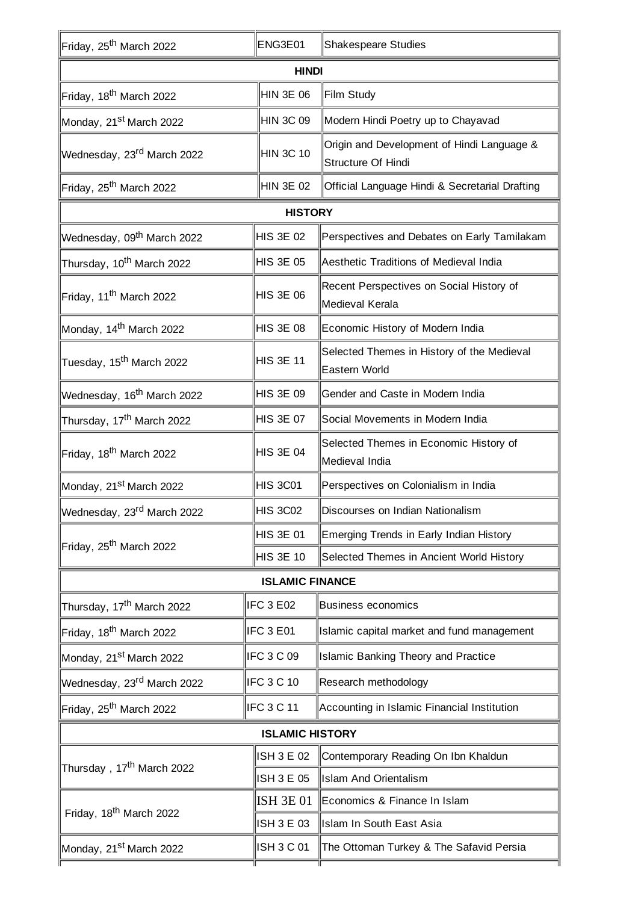| | | |
|---|---|---|
| Friday, 25th March 2022 | ENG3E01 | Shakespeare Studies |
| **HINDI** | | |
| Friday, 18th March 2022 | HIN 3E 06 | Film Study |
| Monday, 21st March 2022 | HIN 3C 09 | Modern Hindi Poetry up to Chayavad |
| Wednesday, 23rd March 2022 | HIN 3C 10 | Origin and Development of Hindi Language & Structure Of Hindi |
| Friday, 25th March 2022 | HIN 3E 02 | Official Language Hindi & Secretarial Drafting |
| **HISTORY** | | |
| Wednesday, 09th March 2022 | HIS 3E 02 | Perspectives and Debates on Early Tamilakam |
| Thursday, 10th March 2022 | HIS 3E 05 | Aesthetic Traditions of Medieval India |
| Friday, 11th March 2022 | HIS 3E 06 | Recent Perspectives on Social History of Medieval Kerala |
| Monday, 14th March 2022 | HIS 3E 08 | Economic History of Modern India |
| Tuesday, 15th March 2022 | HIS 3E 11 | Selected Themes in History of the Medieval Eastern World |
| Wednesday, 16th March 2022 | HIS 3E 09 | Gender and Caste in Modern India |
| Thursday, 17th March 2022 | HIS 3E 07 | Social Movements in Modern India |
| Friday, 18th March 2022 | HIS 3E 04 | Selected Themes in Economic History of Medieval India |
| Monday, 21st March 2022 | HIS 3C01 | Perspectives on Colonialism in India |
| Wednesday, 23rd March 2022 | HIS 3C02 | Discourses on Indian Nationalism |
| Friday, 25th March 2022 | HIS 3E 01 | Emerging Trends in Early Indian History |
| | HIS 3E 10 | Selected Themes in Ancient World History |
| **ISLAMIC FINANCE** | | |
| Thursday, 17th March 2022 | IFC 3 E02 | Business economics |
| Friday, 18th March 2022 | IFC 3 E01 | Islamic capital market and fund management |
| Monday, 21st March 2022 | IFC 3 C 09 | Islamic Banking Theory and Practice |
| Wednesday, 23rd March 2022 | IFC 3 C 10 | Research methodology |
| Friday, 25th March 2022 | IFC 3 C 11 | Accounting in Islamic Financial Institution |
| **ISLAMIC HISTORY** | | |
| Thursday , 17th March 2022 | ISH 3 E 02 | Contemporary Reading On Ibn Khaldun |
| | ISH 3 E 05 | Islam And Orientalism |
| Friday, 18th March 2022 | ISH 3E 01 | Economics & Finance In Islam |
| | ISH 3 E 03 | Islam In South East Asia |
| Monday, 21st March 2022 | ISH 3 C 01 | The Ottoman Turkey & The Safavid Persia |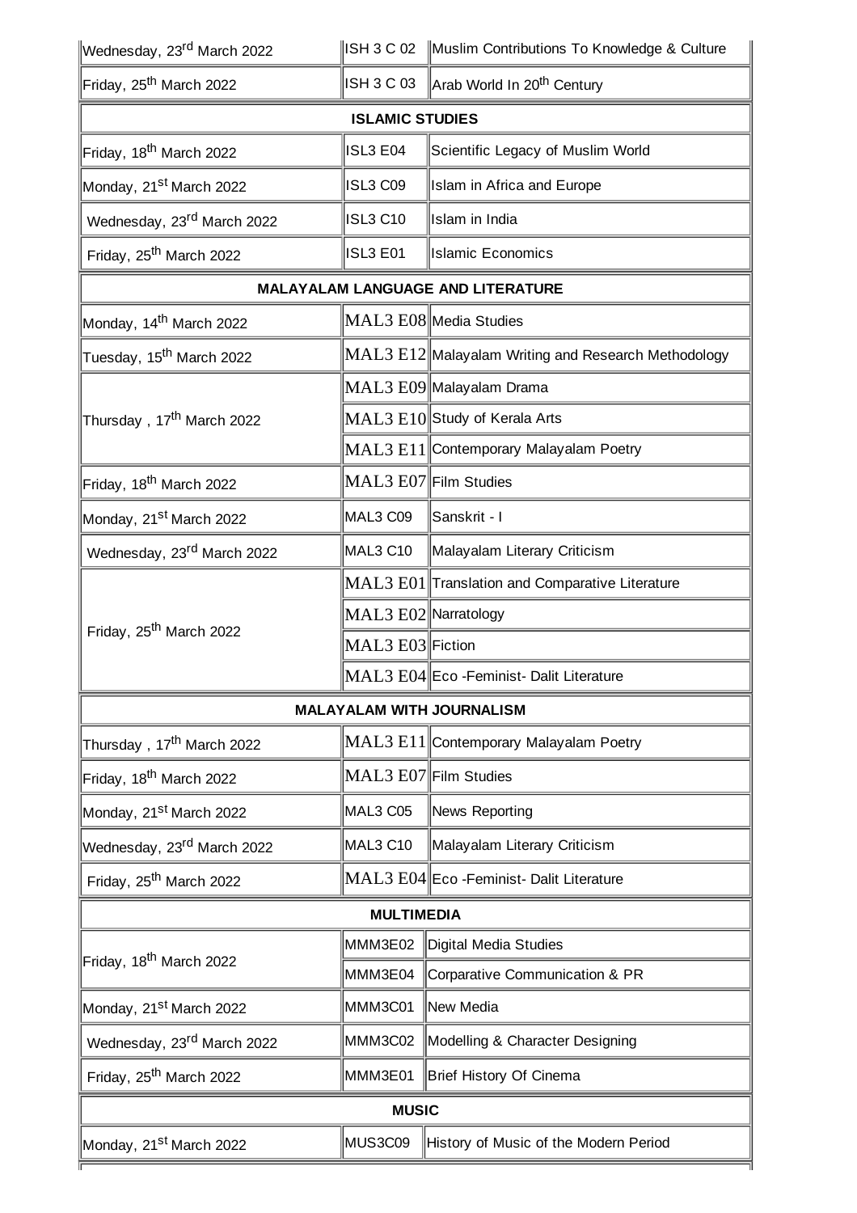| | | |
|---|---|---|
| Wednesday, 23rd March 2022 | ISH 3 C 02 | Muslim Contributions To Knowledge & Culture |
| Friday, 25th March 2022 | ISH 3 C 03 | Arab World In 20th Century |
| **ISLAMIC STUDIES** | | |
| Friday, 18th March 2022 | ISL3 E04 | Scientific Legacy of Muslim World |
| Monday, 21st March 2022 | ISL3 C09 | Islam in Africa and Europe |
| Wednesday, 23rd March 2022 | ISL3 C10 | Islam in India |
| Friday, 25th March 2022 | ISL3 E01 | Islamic Economics |
| **MALAYALAM LANGUAGE AND LITERATURE** | | |
| Monday, 14th March 2022 | MAL3 E08 | Media Studies |
| Tuesday, 15th March 2022 | MAL3 E12 | Malayalam Writing and Research Methodology |
| Thursday , 17th March 2022 | MAL3 E09 | Malayalam Drama |
| | MAL3 E10 | Study of Kerala Arts |
| | MAL3 E11 | Contemporary Malayalam Poetry |
| Friday, 18th March 2022 | MAL3 E07 | Film Studies |
| Monday, 21st March 2022 | MAL3 C09 | Sanskrit - I |
| Wednesday, 23rd March 2022 | MAL3 C10 | Malayalam Literary Criticism |
| Friday, 25th March 2022 | MAL3 E01 | Translation and Comparative Literature |
| | MAL3 E02 | Narratology |
| | MAL3 E03 | Fiction |
| | MAL3 E04 | Eco -Feminist- Dalit Literature |
| **MALAYALAM WITH JOURNALISM** | | |
| Thursday , 17th March 2022 | MAL3 E11 | Contemporary Malayalam Poetry |
| Friday, 18th March 2022 | MAL3 E07 | Film Studies |
| Monday, 21st March 2022 | MAL3 C05 | News Reporting |
| Wednesday, 23rd March 2022 | MAL3 C10 | Malayalam Literary Criticism |
| Friday, 25th March 2022 | MAL3 E04 | Eco -Feminist- Dalit Literature |
| **MULTIMEDIA** | | |
| Friday, 18th March 2022 | MMM3E02 | Digital Media Studies |
| | MMM3E04 | Corparative Communication & PR |
| Monday, 21st March 2022 | MMM3C01 | New Media |
| Wednesday, 23rd March 2022 | MMM3C02 | Modelling & Character Designing |
| Friday, 25th March 2022 | MMM3E01 | Brief History Of Cinema |
| **MUSIC** | | |
| Monday, 21st March 2022 | MUS3C09 | History of Music of the Modern Period |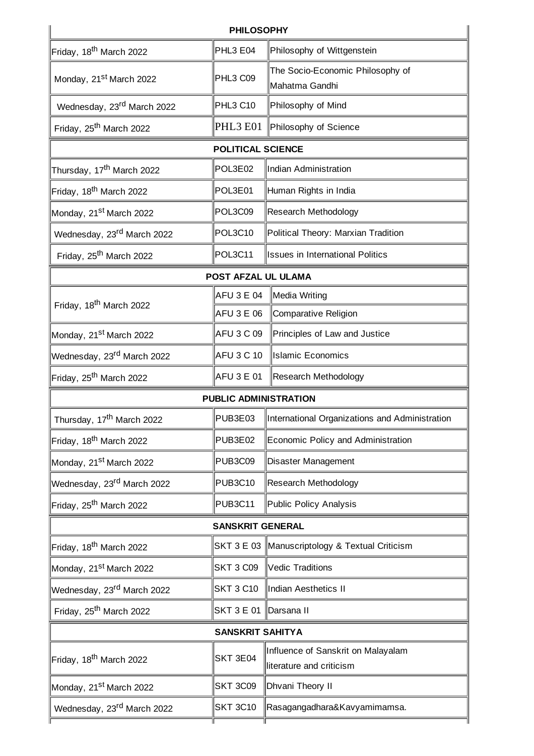| PHILOSOPHY | | |
|---|---|---|
| Friday, 18th March 2022 | PHL3 E04 | Philosophy of Wittgenstein |
| Monday, 21st March 2022 | PHL3 C09 | The Socio-Economic Philosophy of Mahatma Gandhi |
| Wednesday, 23rd March 2022 | PHL3 C10 | Philosophy of Mind |
| Friday, 25th March 2022 | PHL3 E01 | Philosophy of Science |
| **POLITICAL SCIENCE** | | |
| Thursday, 17th March 2022 | POL3E02 | Indian Administration |
| Friday, 18th March 2022 | POL3E01 | Human Rights in India |
| Monday, 21st March 2022 | POL3C09 | Research Methodology |
| Wednesday, 23rd March 2022 | POL3C10 | Political Theory: Marxian Tradition |
| Friday, 25th March 2022 | POL3C11 | Issues in International Politics |
| **POST AFZAL UL ULAMA** | | |
| Friday, 18th March 2022 | AFU 3 E 04 | Media Writing |
| | AFU 3 E 06 | Comparative Religion |
| Monday, 21st March 2022 | AFU 3 C 09 | Principles of Law and Justice |
| Wednesday, 23rd March 2022 | AFU 3 C 10 | Islamic Economics |
| Friday, 25th March 2022 | AFU 3 E 01 | Research Methodology |
| **PUBLIC ADMINISTRATION** | | |
| Thursday, 17th March 2022 | PUB3E03 | International Organizations and Administration |
| Friday, 18th March 2022 | PUB3E02 | Economic Policy and Administration |
| Monday, 21st March 2022 | PUB3C09 | Disaster Management |
| Wednesday, 23rd March 2022 | PUB3C10 | Research Methodology |
| Friday, 25th March 2022 | PUB3C11 | Public Policy Analysis |
| **SANSKRIT GENERAL** | | |
| Friday, 18th March 2022 | SKT 3 E 03 | Manuscriptology & Textual Criticism |
| Monday, 21st March 2022 | SKT 3 C09 | Vedic Traditions |
| Wednesday, 23rd March 2022 | SKT 3 C10 | Indian Aesthetics II |
| Friday, 25th March 2022 | SKT 3 E 01 | Darsana II |
| **SANSKRIT SAHITYA** | | |
| Friday, 18th March 2022 | SKT 3E04 | Influence of Sanskrit on Malayalam literature and criticism |
| Monday, 21st March 2022 | SKT 3C09 | Dhvani Theory II |
| Wednesday, 23rd March 2022 | SKT 3C10 | Rasagangadhara&Kavyamimamsa. |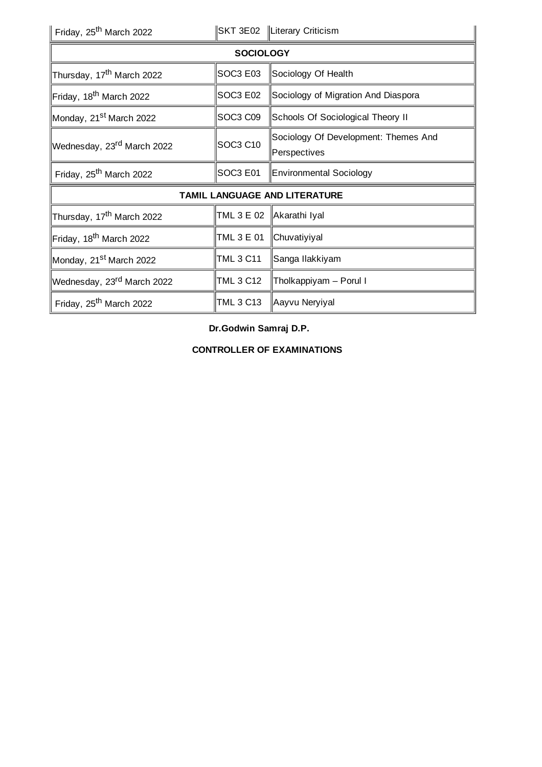| | | |
|---|---|---|
| Friday, 25th March 2022 | SKT 3E02 | Literary Criticism |
| **SOCIOLOGY** | | |
| Thursday, 17th March 2022 | SOC3 E03 | Sociology Of Health |
| Friday, 18th March 2022 | SOC3 E02 | Sociology of Migration And Diaspora |
| Monday, 21st March 2022 | SOC3 C09 | Schools Of Sociological Theory II |
| Wednesday, 23rd March 2022 | SOC3 C10 | Sociology Of Development: Themes And Perspectives |
| Friday, 25th March 2022 | SOC3 E01 | Environmental Sociology |
| **TAMIL LANGUAGE AND LITERATURE** | | |
| Thursday, 17th March 2022 | TML 3 E 02 | Akarathi Iyal |
| Friday, 18th March 2022 | TML 3 E 01 | Chuvatiyiyal |
| Monday, 21st March 2022 | TML 3 C11 | Sanga Ilakkiyam |
| Wednesday, 23rd March 2022 | TML 3 C12 | Tholkappiyam – Porul I |
| Friday, 25th March 2022 | TML 3 C13 | Aayvu Neryiyal |

**Dr.Godwin Samraj D.P.**

**CONTROLLER OF EXAMINATIONS**